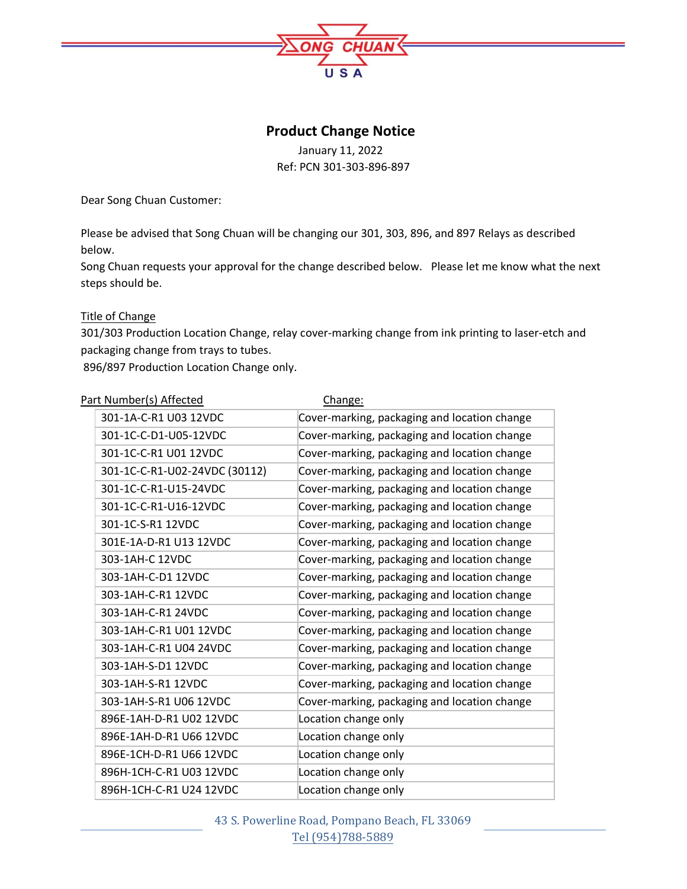SONG CHUAN USA

# Product Change Notice

January 11, 2022

Ref: PCN 301-303-896-897

Dear Song Chuan Customer:

Please be advised that Song Chuan will be changing our 301, 303, 896, and 897 Relays as described below.

Song Chuan requests your approval for the change described below. Please let me know what the next steps should be.

Title of Change

301/303 Production Location Change, relay cover-marking change from ink printing to laser-etch and packaging change from trays to tubes.

896/897 Production Location Change only.

| Part Number(s) Affected | Change: |
|---|---|
| 301-1A-C-R1 U03 12VDC | Cover-marking, packaging and location change |
| 301-1C-C-D1-U05-12VDC | Cover-marking, packaging and location change |
| 301-1C-C-R1 U01 12VDC | Cover-marking, packaging and location change |
| 301-1C-C-R1-U02-24VDC (30112) | Cover-marking, packaging and location change |
| 301-1C-C-R1-U15-24VDC | Cover-marking, packaging and location change |
| 301-1C-C-R1-U16-12VDC | Cover-marking, packaging and location change |
| 301-1C-S-R1 12VDC | Cover-marking, packaging and location change |
| 301E-1A-D-R1 U13 12VDC | Cover-marking, packaging and location change |
| 303-1AH-C 12VDC | Cover-marking, packaging and location change |
| 303-1AH-C-D1 12VDC | Cover-marking, packaging and location change |
| 303-1AH-C-R1 12VDC | Cover-marking, packaging and location change |
| 303-1AH-C-R1 24VDC | Cover-marking, packaging and location change |
| 303-1AH-C-R1 U01 12VDC | Cover-marking, packaging and location change |
| 303-1AH-C-R1 U04 24VDC | Cover-marking, packaging and location change |
| 303-1AH-S-D1 12VDC | Cover-marking, packaging and location change |
| 303-1AH-S-R1 12VDC | Cover-marking, packaging and location change |
| 303-1AH-S-R1 U06 12VDC | Cover-marking, packaging and location change |
| 896E-1AH-D-R1 U02 12VDC | Location change only |
| 896E-1AH-D-R1 U66 12VDC | Location change only |
| 896E-1CH-D-R1 U66 12VDC | Location change only |
| 896H-1CH-C-R1 U03 12VDC | Location change only |
| 896H-1CH-C-R1 U24 12VDC | Location change only |

43 S. Powerline Road, Pompano Beach, FL 33069

Tel (954)788-5889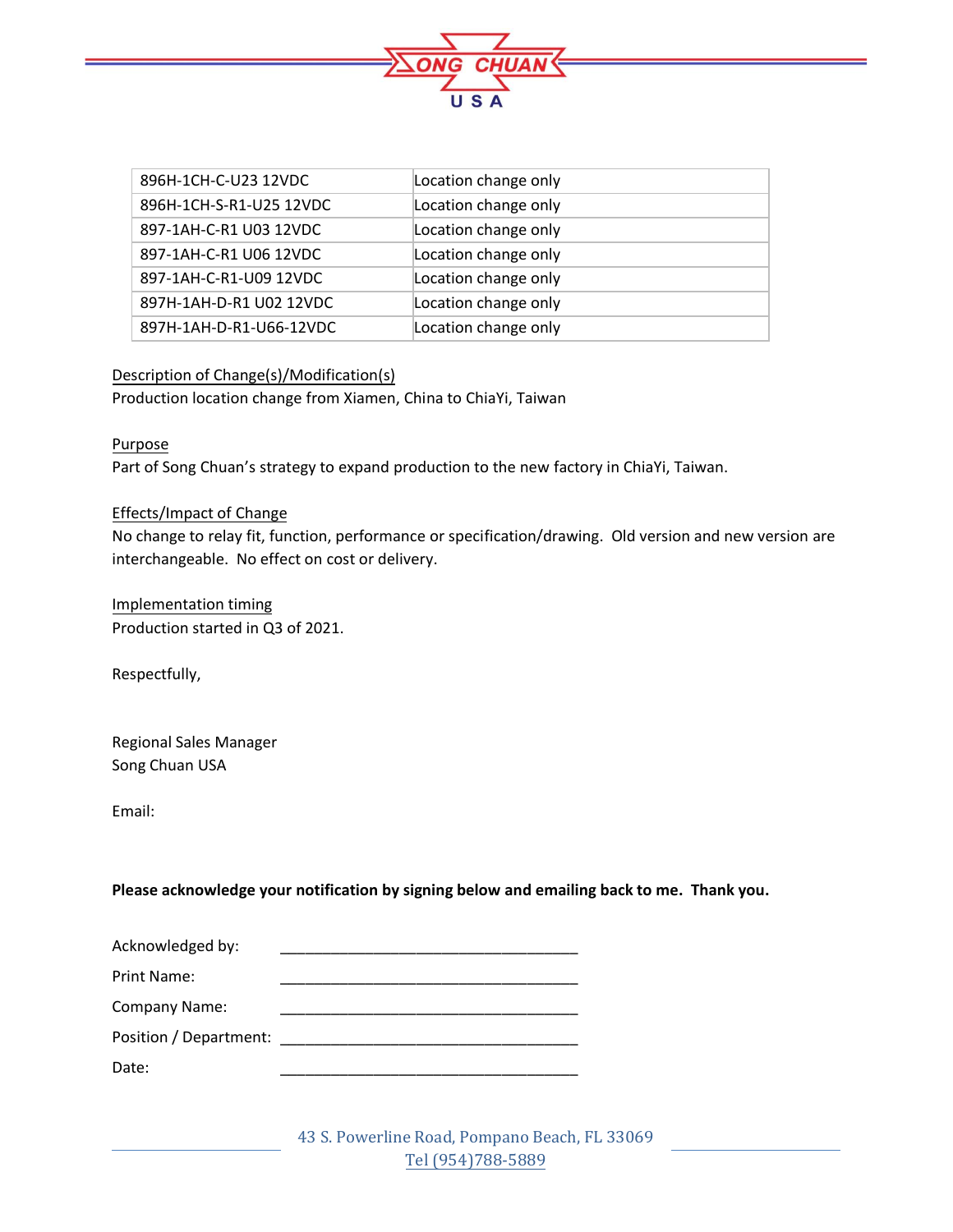| | |
|---|---|
| 896H-1CH-C-U23 12VDC | Location change only |
| 896H-1CH-S-R1-U25 12VDC | Location change only |
| 897-1AH-C-R1 U03 12VDC | Location change only |
| 897-1AH-C-R1 U06 12VDC | Location change only |
| 897-1AH-C-R1-U09 12VDC | Location change only |
| 897H-1AH-D-R1 U02 12VDC | Location change only |
| 897H-1AH-D-R1-U66-12VDC | Location change only |

Description of Change(s)/Modification(s)

Production location change from Xiamen, China to ChiaYi, Taiwan

Purpose

Part of Song Chuan's strategy to expand production to the new factory in ChiaYi, Taiwan.

Effects/Impact of Change

No change to relay fit, function, performance or specification/drawing. Old version and new version are interchangeable. No effect on cost or delivery.

Implementation timing

Production started in Q3 of 2021.

Respectfully,

Regional Sales Manager
Song Chuan USA

Email:

**Please acknowledge your notification by signing below and emailing back to me. Thank you.**

Acknowledged by: ___________________________________

Print Name: ___________________________________

Company Name: ___________________________________

Position / Department: ___________________________________

Date: ___________________________________

43 S. Powerline Road, Pompano Beach, FL 33069
Tel (954)788-5889